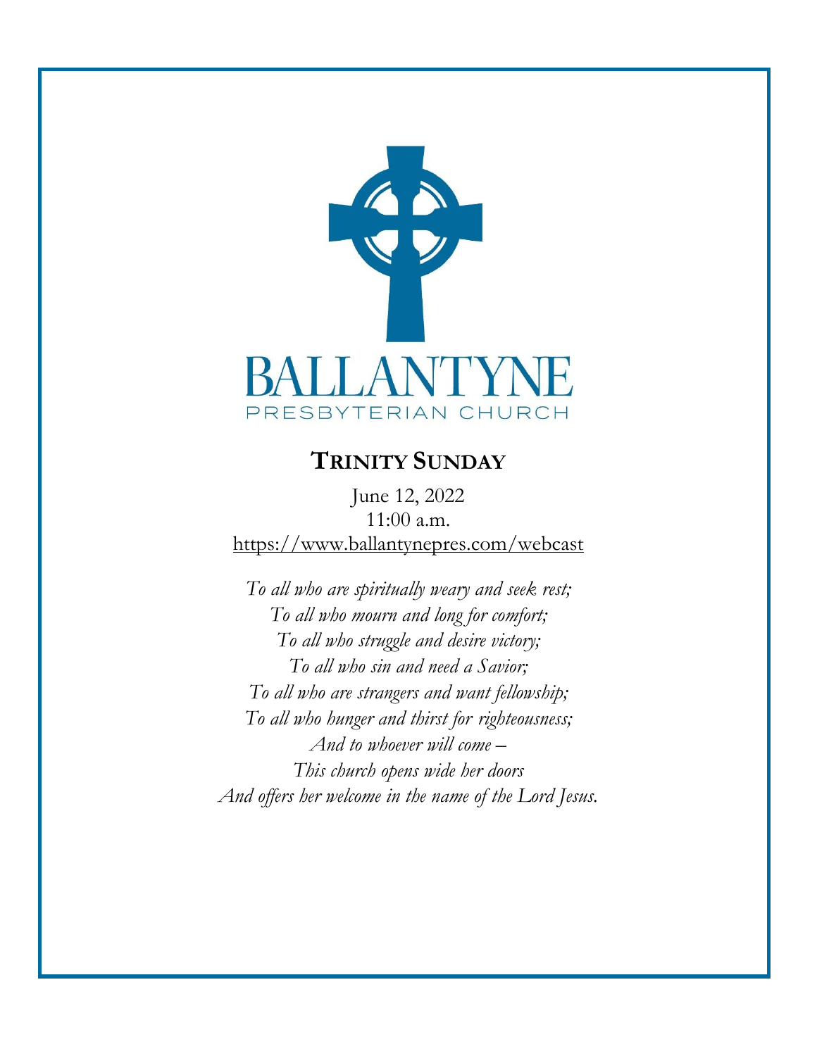BALLANTYNE

PRESBYTERIAN CHURCH

# TRINITY SUNDAY

June 12, 2022
11:00 a.m.
https://www.ballantynepres.com/webcast

*To all who are spiritually weary and seek rest;*
*To all who mourn and long for comfort;*
*To all who struggle and desire victory;*
*To all who sin and need a Savior;*
*To all who are strangers and want fellowship;*
*To all who hunger and thirst for righteousness;*
*And to whoever will come –*
*This church opens wide her doors*
*And offers her welcome in the name of the Lord Jesus.*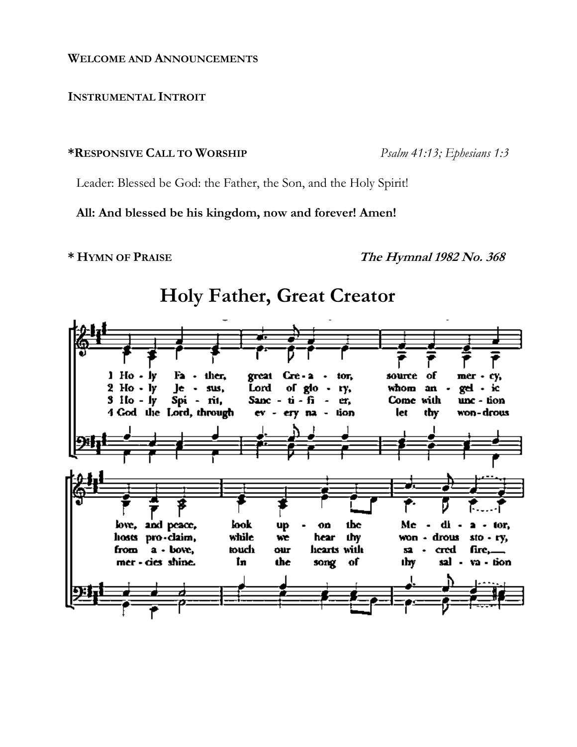**Welcome and Announcements**

**Instrumental Introit**

**\*Responsive Call to Worship** *Psalm 41:13; Ephesians 1:3*

Leader: Blessed be God: the Father, the Son, and the Holy Spirit!

**All: And blessed be his kingdom, now and forever! Amen!**

**\* Hymn of Praise** ***The Hymnal 1982 No. 368***

## Holy Father, Great Creator

1 Ho - ly Fa - ther, great Cre - a - tor, source of mer - cy, love, and peace, look up - on the Me - di - a - tor,

2 Ho - ly Je - sus, Lord of glo - ry, whom an - gel - ic hosts pro - claim, while we hear thy won - drous sto - ry,

3 Ho - ly Spi - rit, Sanc - ti - fi - er, Come with unc - tion from a - bove, touch our hearts with sa - cred fire,

4 God the Lord, through ev - ery na - tion let thy won - drous mer - cies shine. In the song of thy sal - va - tion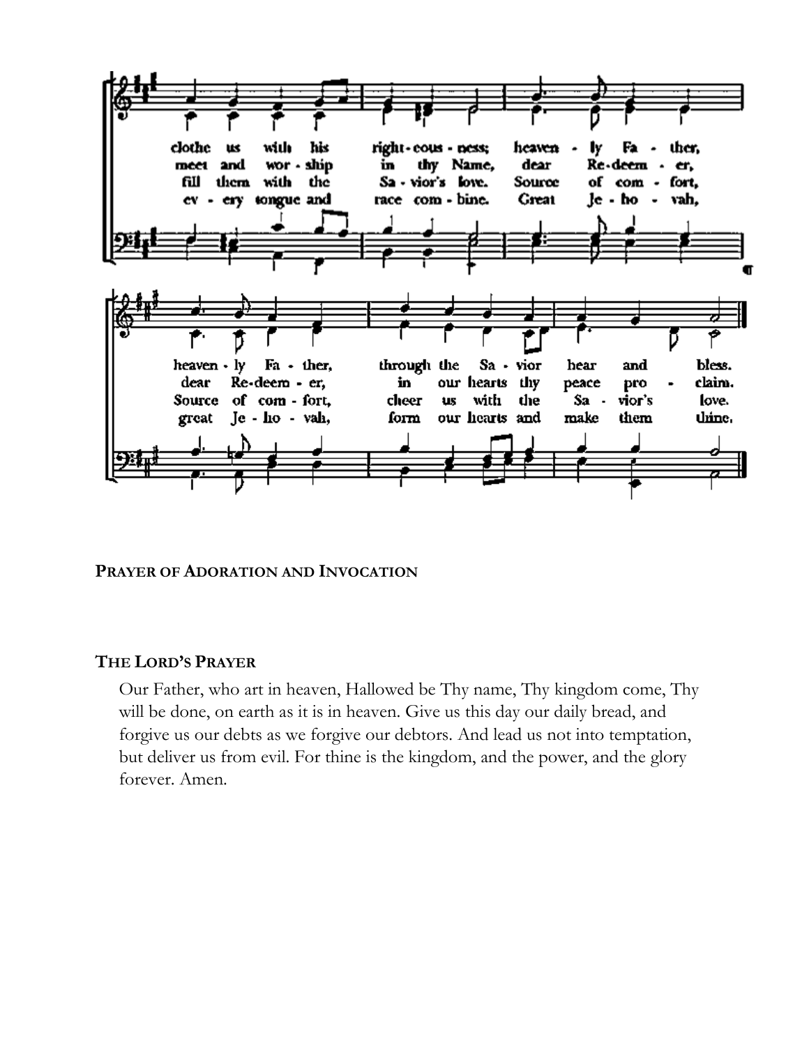clothe us with his right-eous-ness; heaven-ly Fa-ther, heaven-ly Fa-ther, through the Sa-vior hear and bless.

meet and wor-ship in thy Name, dear Re-deem-er, dear Re-deem-er, in our hearts thy peace pro-claim.

fill them with the Sa-vior's love. Source of com-fort, Source of com-fort, cheer us with the Sa-vior's love.

ev-ery tongue and race com-bine. Great Je-ho-vah, great Je-ho-vah, form our hearts and make them thine.

**PRAYER OF ADORATION AND INVOCATION**

**THE LORD'S PRAYER**

Our Father, who art in heaven, Hallowed be Thy name, Thy kingdom come, Thy will be done, on earth as it is in heaven. Give us this day our daily bread, and forgive us our debts as we forgive our debtors. And lead us not into temptation, but deliver us from evil. For thine is the kingdom, and the power, and the glory forever. Amen.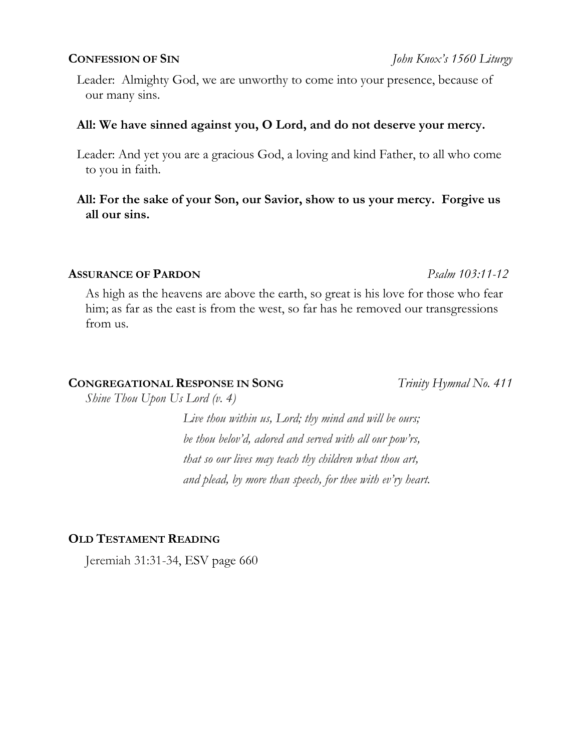## CONFESSION OF SIN

*John Knox's 1560 Liturgy*

Leader: Almighty God, we are unworthy to come into your presence, because of our many sins.

**All: We have sinned against you, O Lord, and do not deserve your mercy.**

Leader: And yet you are a gracious God, a loving and kind Father, to all who come to you in faith.

**All: For the sake of your Son, our Savior, show to us your mercy. Forgive us all our sins.**

## ASSURANCE OF PARDON

*Psalm 103:11-12*

As high as the heavens are above the earth, so great is his love for those who fear him; as far as the east is from the west, so far has he removed our transgressions from us.

## CONGREGATIONAL RESPONSE IN SONG

*Trinity Hymnal No. 411*

*Shine Thou Upon Us Lord (v. 4)*

*Live thou within us, Lord; thy mind and will be ours;*
*be thou belov'd, adored and served with all our pow'rs,*
*that so our lives may teach thy children what thou art,*
*and plead, by more than speech, for thee with ev'ry heart.*

## OLD TESTAMENT READING

Jeremiah 31:31-34, ESV page 660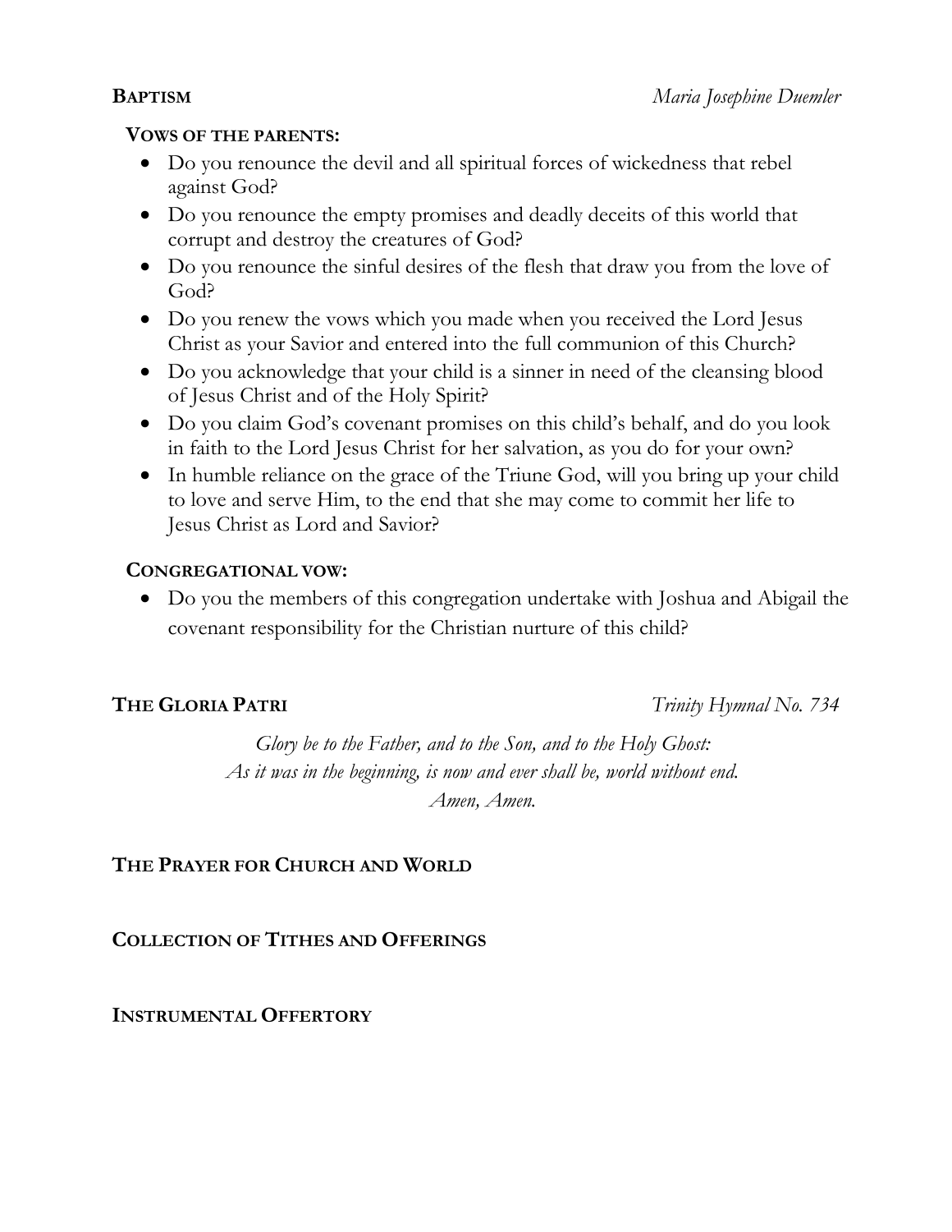**BAPTISM** *Maria Josephine Duemler*

**VOWS OF THE PARENTS:**

- Do you renounce the devil and all spiritual forces of wickedness that rebel against God?
- Do you renounce the empty promises and deadly deceits of this world that corrupt and destroy the creatures of God?
- Do you renounce the sinful desires of the flesh that draw you from the love of God?
- Do you renew the vows which you made when you received the Lord Jesus Christ as your Savior and entered into the full communion of this Church?
- Do you acknowledge that your child is a sinner in need of the cleansing blood of Jesus Christ and of the Holy Spirit?
- Do you claim God's covenant promises on this child's behalf, and do you look in faith to the Lord Jesus Christ for her salvation, as you do for your own?
- In humble reliance on the grace of the Triune God, will you bring up your child to love and serve Him, to the end that she may come to commit her life to Jesus Christ as Lord and Savior?

**CONGREGATIONAL VOW:**

- Do you the members of this congregation undertake with Joshua and Abigail the covenant responsibility for the Christian nurture of this child?

**THE GLORIA PATRI** *Trinity Hymnal No. 734*

*Glory be to the Father, and to the Son, and to the Holy Ghost:*
*As it was in the beginning, is now and ever shall be, world without end.*
*Amen, Amen.*

**THE PRAYER FOR CHURCH AND WORLD**

**COLLECTION OF TITHES AND OFFERINGS**

**INSTRUMENTAL OFFERTORY**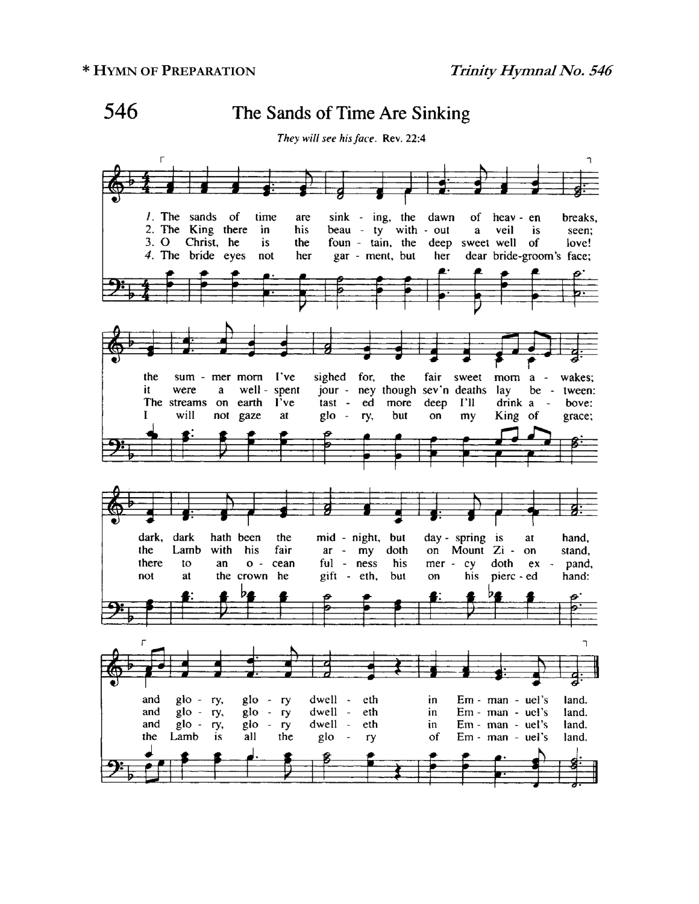\* HYMN OF PREPARATION

*Trinity Hymnal No. 546*

# 546 The Sands of Time Are Sinking

*They will see his face.* Rev. 22:4

1. The sands of time are sinking, the dawn of heaven breaks, the summer morn I've sighed for, the fair sweet morn awakes; dark, dark hath been the midnight, but dayspring is at hand, and glory, glory dwelleth in Emmanuel's land.

2. The King there in his beauty without a veil is seen; it were a well-spent journey though sev'n deaths lay between: the Lamb with his fair army doth on Mount Zion stand, and glory, glory dwelleth in Emmanuel's land.

3. O Christ, he is the fountain, the deep sweet well of love! The streams on earth I've tasted more deep I'll drink above: there to an ocean fulness his mercy doth expand, and glory, glory dwelleth in Emmanuel's land.

4. The bride eyes not her garment, but her dear bridegroom's face; I will not gaze at glory, but on my King of grace; not at the crown he gifteth, but on his pierced hand: the Lamb is all the glory of Emmanuel's land.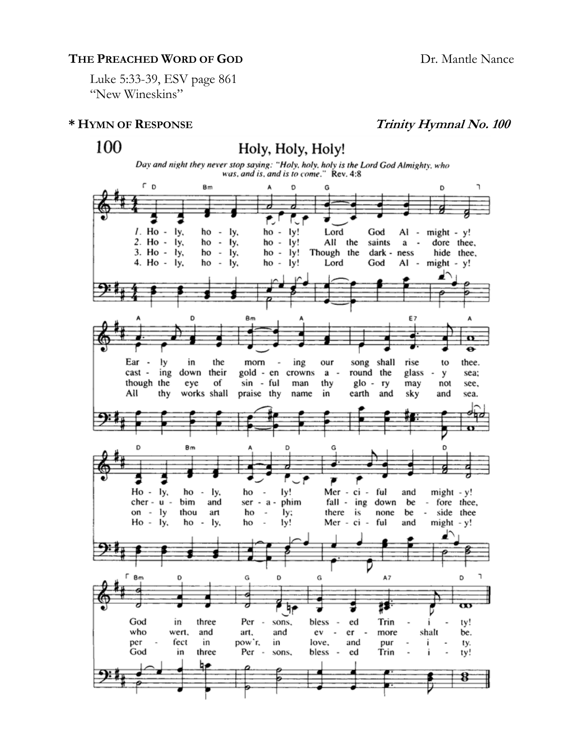**THE PREACHED WORD OF GOD** Dr. Mantle Nance

Luke 5:33-39, ESV page 861
"New Wineskins"

**\* HYMN OF RESPONSE** ***Trinity Hymnal No. 100***

100

## Holy, Holy, Holy!

*Day and night they never stop saying: "Holy, holy, holy is the Lord God Almighty, who was, and is, and is to come."* Rev. 4:8

1. Holy, holy, holy! Lord God Almighty! Early in the morning our song shall rise to thee. Holy, holy, holy! Merciful and mighty! God in three Persons, blessed Trinity!

2. Holy, holy, holy! All the saints adore thee, casting down their golden crowns around the glassy sea; cherubim and seraphim falling down before thee, who wert, and art, and evermore shalt be.

3. Holy, holy, holy! Though the darkness hide thee, though the eye of sinful man thy glory may not see, only thou art holy; there is none beside thee perfect in pow'r, in love, and purity.

4. Holy, holy, holy! Lord God Almighty! All thy works shall praise thy name in earth and sky and sea. Holy, holy, holy! Merciful and mighty! God in three Persons, blessed Trinity!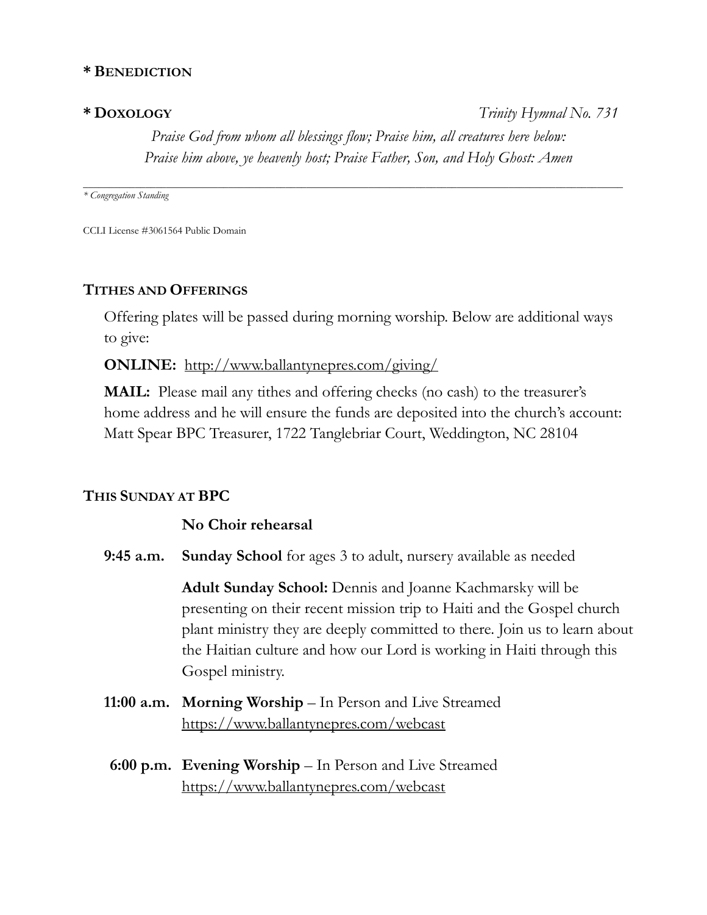**\* BENEDICTION**

**\* DOXOLOGY** *Trinity Hymnal No. 731*

*Praise God from whom all blessings flow; Praise him, all creatures here below:*
*Praise him above, ye heavenly host; Praise Father, Son, and Holy Ghost: Amen*

---

*\* Congregation Standing*

CCLI License #3061564 Public Domain

## TITHES AND OFFERINGS

Offering plates will be passed during morning worship. Below are additional ways to give:

**ONLINE:** http://www.ballantynepres.com/giving/

**MAIL:** Please mail any tithes and offering checks (no cash) to the treasurer's home address and he will ensure the funds are deposited into the church's account: Matt Spear BPC Treasurer, 1722 Tanglebriar Court, Weddington, NC 28104

## THIS SUNDAY AT BPC

**No Choir rehearsal**

**9:45 a.m.** **Sunday School** for ages 3 to adult, nursery available as needed

**Adult Sunday School:** Dennis and Joanne Kachmarsky will be presenting on their recent mission trip to Haiti and the Gospel church plant ministry they are deeply committed to there. Join us to learn about the Haitian culture and how our Lord is working in Haiti through this Gospel ministry.

**11:00 a.m.** **Morning Worship** – In Person and Live Streamed
https://www.ballantynepres.com/webcast

**6:00 p.m.** **Evening Worship** – In Person and Live Streamed
https://www.ballantynepres.com/webcast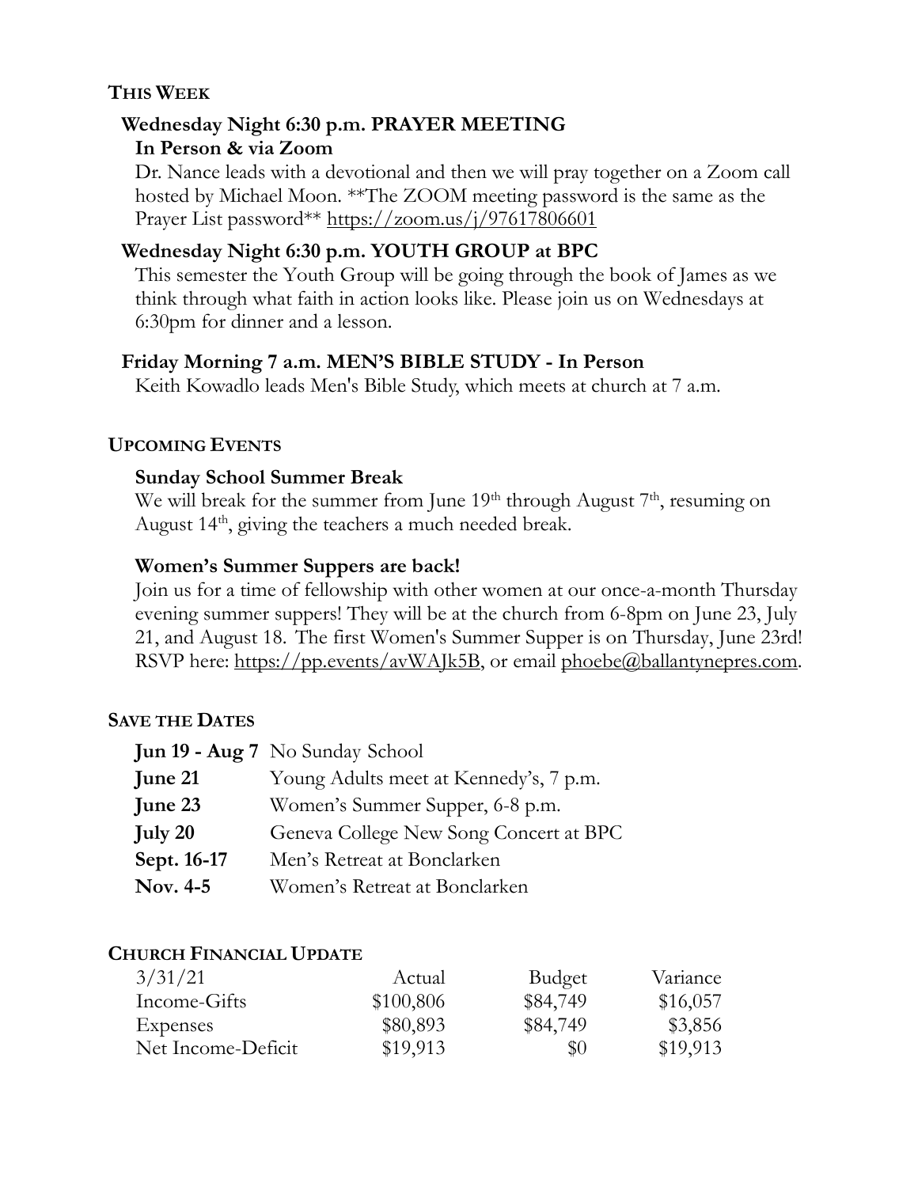## THIS WEEK

### Wednesday Night 6:30 p.m. PRAYER MEETING
**In Person & via Zoom**

Dr. Nance leads with a devotional and then we will pray together on a Zoom call hosted by Michael Moon. **The ZOOM meeting password is the same as the Prayer List password** https://zoom.us/j/97617806601

### Wednesday Night 6:30 p.m. YOUTH GROUP at BPC

This semester the Youth Group will be going through the book of James as we think through what faith in action looks like. Please join us on Wednesdays at 6:30pm for dinner and a lesson.

### Friday Morning 7 a.m. MEN'S BIBLE STUDY - In Person

Keith Kowadlo leads Men's Bible Study, which meets at church at 7 a.m.

## UPCOMING EVENTS

### Sunday School Summer Break

We will break for the summer from June 19th through August 7th, resuming on August 14th, giving the teachers a much needed break.

### Women's Summer Suppers are back!

Join us for a time of fellowship with other women at our once-a-month Thursday evening summer suppers! They will be at the church from 6-8pm on June 23, July 21, and August 18. The first Women's Summer Supper is on Thursday, June 23rd! RSVP here: https://pp.events/avWAJk5B, or email phoebe@ballantynepres.com.

## SAVE THE DATES

| | |
|---|---|
| **Jun 19 - Aug 7** | No Sunday School |
| **June 21** | Young Adults meet at Kennedy's, 7 p.m. |
| **June 23** | Women's Summer Supper, 6-8 p.m. |
| **July 20** | Geneva College New Song Concert at BPC |
| **Sept. 16-17** | Men's Retreat at Bonclarken |
| **Nov. 4-5** | Women's Retreat at Bonclarken |

## CHURCH FINANCIAL UPDATE

| 3/31/21 | Actual | Budget | Variance |
|---|---|---|---|
| Income-Gifts | $100,806 | $84,749 | $16,057 |
| Expenses | $80,893 | $84,749 | $3,856 |
| Net Income-Deficit | $19,913 | $0 | $19,913 |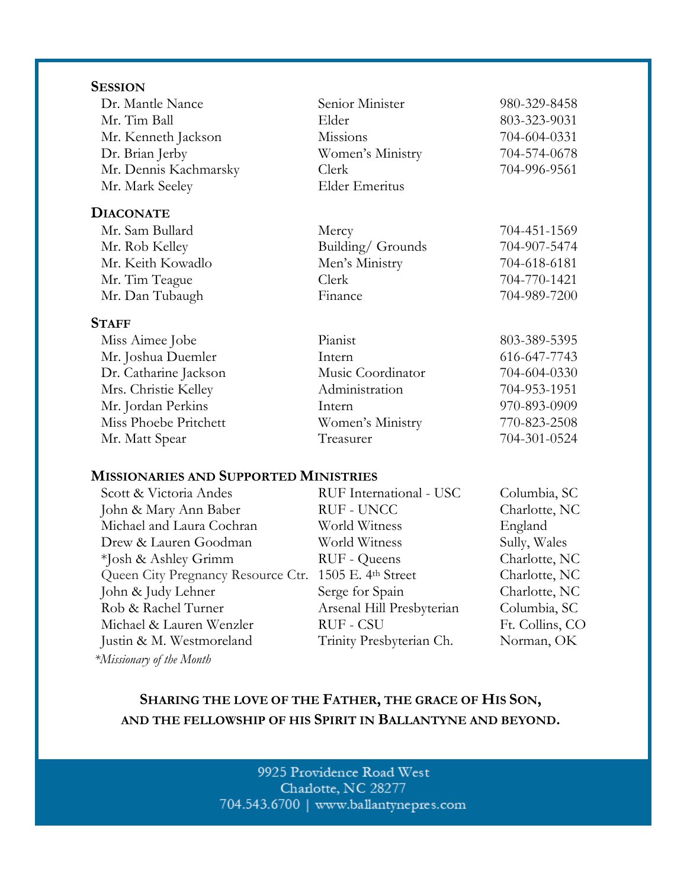## Session

| | | |
|---|---|---|
| Dr. Mantle Nance | Senior Minister | 980-329-8458 |
| Mr. Tim Ball | Elder | 803-323-9031 |
| Mr. Kenneth Jackson | Missions | 704-604-0331 |
| Dr. Brian Jerby | Women's Ministry | 704-574-0678 |
| Mr. Dennis Kachmarsky | Clerk | 704-996-9561 |
| Mr. Mark Seeley | Elder Emeritus | |

## Diaconate

| | | |
|---|---|---|
| Mr. Sam Bullard | Mercy | 704-451-1569 |
| Mr. Rob Kelley | Building/ Grounds | 704-907-5474 |
| Mr. Keith Kowadlo | Men's Ministry | 704-618-6181 |
| Mr. Tim Teague | Clerk | 704-770-1421 |
| Mr. Dan Tubaugh | Finance | 704-989-7200 |

## Staff

| | | |
|---|---|---|
| Miss Aimee Jobe | Pianist | 803-389-5395 |
| Mr. Joshua Duemler | Intern | 616-647-7743 |
| Dr. Catharine Jackson | Music Coordinator | 704-604-0330 |
| Mrs. Christie Kelley | Administration | 704-953-1951 |
| Mr. Jordan Perkins | Intern | 970-893-0909 |
| Miss Phoebe Pritchett | Women's Ministry | 770-823-2508 |
| Mr. Matt Spear | Treasurer | 704-301-0524 |

## Missionaries and Supported Ministries

| | | |
|---|---|---|
| Scott & Victoria Andes | RUF International - USC | Columbia, SC |
| John & Mary Ann Baber | RUF - UNCC | Charlotte, NC |
| Michael and Laura Cochran | World Witness | England |
| Drew & Lauren Goodman | World Witness | Sully, Wales |
| *Josh & Ashley Grimm | RUF - Queens | Charlotte, NC |
| Queen City Pregnancy Resource Ctr. | 1505 E. 4th Street | Charlotte, NC |
| John & Judy Lehner | Serge for Spain | Charlotte, NC |
| Rob & Rachel Turner | Arsenal Hill Presbyterian | Columbia, SC |
| Michael & Lauren Wenzler | RUF - CSU | Ft. Collins, CO |
| Justin & M. Westmoreland | Trinity Presbyterian Ch. | Norman, OK |

*\*Missionary of the Month*

**Sharing the love of the Father, the grace of His Son, and the fellowship of his Spirit in Ballantyne and beyond.**

9925 Providence Road West
Charlotte, NC 28277
704.543.6700 | www.ballantynepres.com